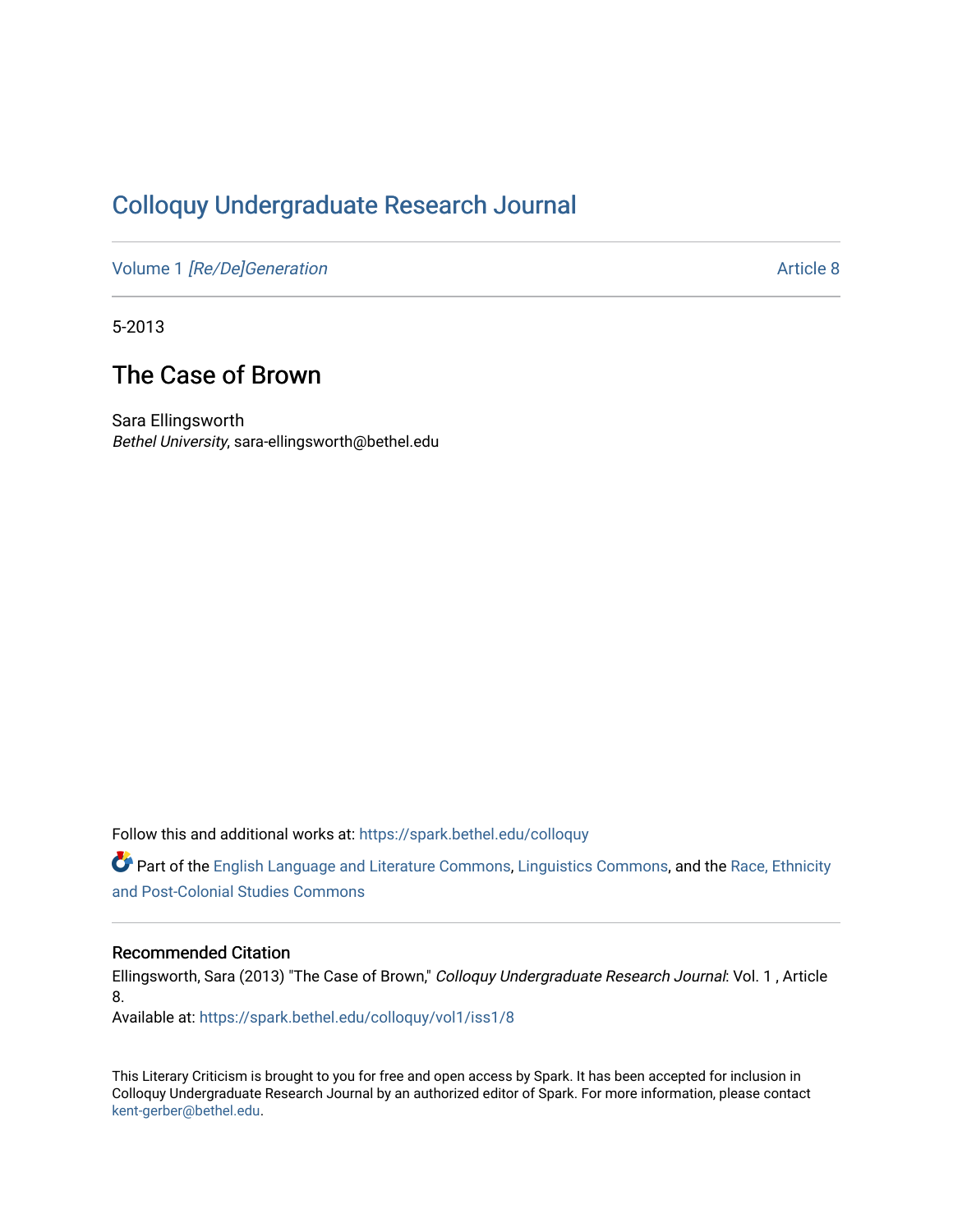# Colloquy Undergraduate Research Journal

Volume 1 *[Re/De]Generation* Article 8

5-2013

## The Case of Brown

Sara Ellingsworth
*Bethel University*, sara-ellingsworth@bethel.edu

Follow this and additional works at: https://spark.bethel.edu/colloquy

Part of the English Language and Literature Commons, Linguistics Commons, and the Race, Ethnicity and Post-Colonial Studies Commons

### Recommended Citation

Ellingsworth, Sara (2013) "The Case of Brown," *Colloquy Undergraduate Research Journal*: Vol. 1 , Article 8.
Available at: https://spark.bethel.edu/colloquy/vol1/iss1/8

This Literary Criticism is brought to you for free and open access by Spark. It has been accepted for inclusion in Colloquy Undergraduate Research Journal by an authorized editor of Spark. For more information, please contact kent-gerber@bethel.edu.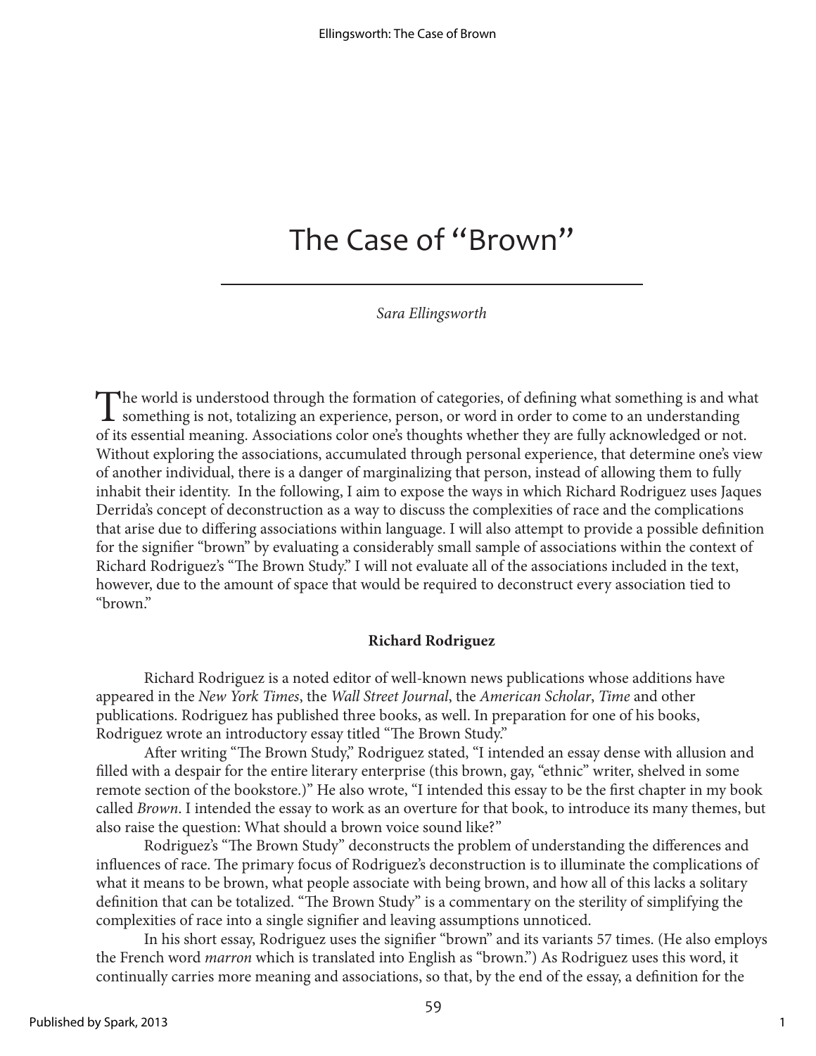# The Case of "Brown"

*Sara Ellingsworth*

The world is understood through the formation of categories, of defining what something is and what something is not, totalizing an experience, person, or word in order to come to an understanding of its essential meaning. Associations color one's thoughts whether they are fully acknowledged or not. Without exploring the associations, accumulated through personal experience, that determine one's view of another individual, there is a danger of marginalizing that person, instead of allowing them to fully inhabit their identity. In the following, I aim to expose the ways in which Richard Rodriguez uses Jaques Derrida's concept of deconstruction as a way to discuss the complexities of race and the complications that arise due to differing associations within language. I will also attempt to provide a possible definition for the signifier "brown" by evaluating a considerably small sample of associations within the context of Richard Rodriguez's "The Brown Study." I will not evaluate all of the associations included in the text, however, due to the amount of space that would be required to deconstruct every association tied to "brown."

**Richard Rodriguez**

Richard Rodriguez is a noted editor of well-known news publications whose additions have appeared in the *New York Times*, the *Wall Street Journal*, the *American Scholar*, *Time* and other publications. Rodriguez has published three books, as well. In preparation for one of his books, Rodriguez wrote an introductory essay titled "The Brown Study."

After writing "The Brown Study," Rodriguez stated, "I intended an essay dense with allusion and filled with a despair for the entire literary enterprise (this brown, gay, "ethnic" writer, shelved in some remote section of the bookstore.)" He also wrote, "I intended this essay to be the first chapter in my book called *Brown*. I intended the essay to work as an overture for that book, to introduce its many themes, but also raise the question: What should a brown voice sound like?"

Rodriguez's "The Brown Study" deconstructs the problem of understanding the differences and influences of race. The primary focus of Rodriguez's deconstruction is to illuminate the complications of what it means to be brown, what people associate with being brown, and how all of this lacks a solitary definition that can be totalized. "The Brown Study" is a commentary on the sterility of simplifying the complexities of race into a single signifier and leaving assumptions unnoticed.

In his short essay, Rodriguez uses the signifier "brown" and its variants 57 times. (He also employs the French word *marron* which is translated into English as "brown.") As Rodriguez uses this word, it continually carries more meaning and associations, so that, by the end of the essay, a definition for the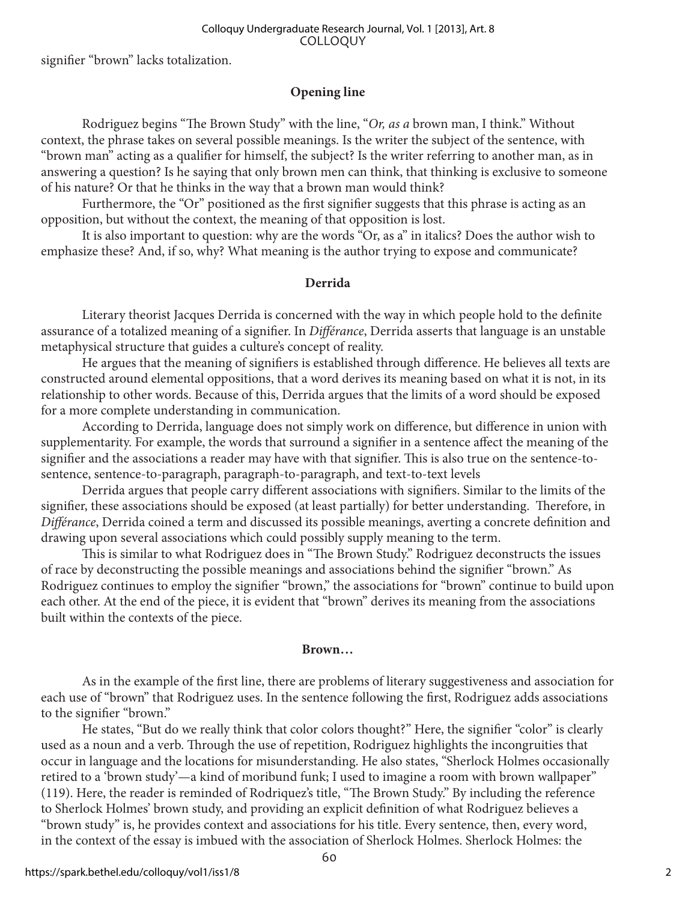signifier "brown" lacks totalization.

### Opening line

Rodriguez begins "The Brown Study" with the line, "*Or, as a* brown man, I think." Without context, the phrase takes on several possible meanings. Is the writer the subject of the sentence, with "brown man" acting as a qualifier for himself, the subject? Is the writer referring to another man, as in answering a question? Is he saying that only brown men can think, that thinking is exclusive to someone of his nature? Or that he thinks in the way that a brown man would think?

Furthermore, the "Or" positioned as the first signifier suggests that this phrase is acting as an opposition, but without the context, the meaning of that opposition is lost.

It is also important to question: why are the words "Or, as a" in italics? Does the author wish to emphasize these? And, if so, why? What meaning is the author trying to expose and communicate?

### Derrida

Literary theorist Jacques Derrida is concerned with the way in which people hold to the definite assurance of a totalized meaning of a signifier. In *Différance*, Derrida asserts that language is an unstable metaphysical structure that guides a culture's concept of reality.

He argues that the meaning of signifiers is established through difference. He believes all texts are constructed around elemental oppositions, that a word derives its meaning based on what it is not, in its relationship to other words. Because of this, Derrida argues that the limits of a word should be exposed for a more complete understanding in communication.

According to Derrida, language does not simply work on difference, but difference in union with supplementarity. For example, the words that surround a signifier in a sentence affect the meaning of the signifier and the associations a reader may have with that signifier. This is also true on the sentence-to-sentence, sentence-to-paragraph, paragraph-to-paragraph, and text-to-text levels

Derrida argues that people carry different associations with signifiers. Similar to the limits of the signifier, these associations should be exposed (at least partially) for better understanding. Therefore, in *Différance*, Derrida coined a term and discussed its possible meanings, averting a concrete definition and drawing upon several associations which could possibly supply meaning to the term.

This is similar to what Rodriguez does in "The Brown Study." Rodriguez deconstructs the issues of race by deconstructing the possible meanings and associations behind the signifier "brown." As Rodriguez continues to employ the signifier "brown," the associations for "brown" continue to build upon each other. At the end of the piece, it is evident that "brown" derives its meaning from the associations built within the contexts of the piece.

### Brown…

As in the example of the first line, there are problems of literary suggestiveness and association for each use of "brown" that Rodriguez uses. In the sentence following the first, Rodriguez adds associations to the signifier "brown."

He states, "But do we really think that color colors thought?" Here, the signifier "color" is clearly used as a noun and a verb. Through the use of repetition, Rodriguez highlights the incongruities that occur in language and the locations for misunderstanding. He also states, "Sherlock Holmes occasionally retired to a 'brown study'—a kind of moribund funk; I used to imagine a room with brown wallpaper" (119). Here, the reader is reminded of Rodriquez's title, "The Brown Study." By including the reference to Sherlock Holmes' brown study, and providing an explicit definition of what Rodriguez believes a "brown study" is, he provides context and associations for his title. Every sentence, then, every word, in the context of the essay is imbued with the association of Sherlock Holmes. Sherlock Holmes: the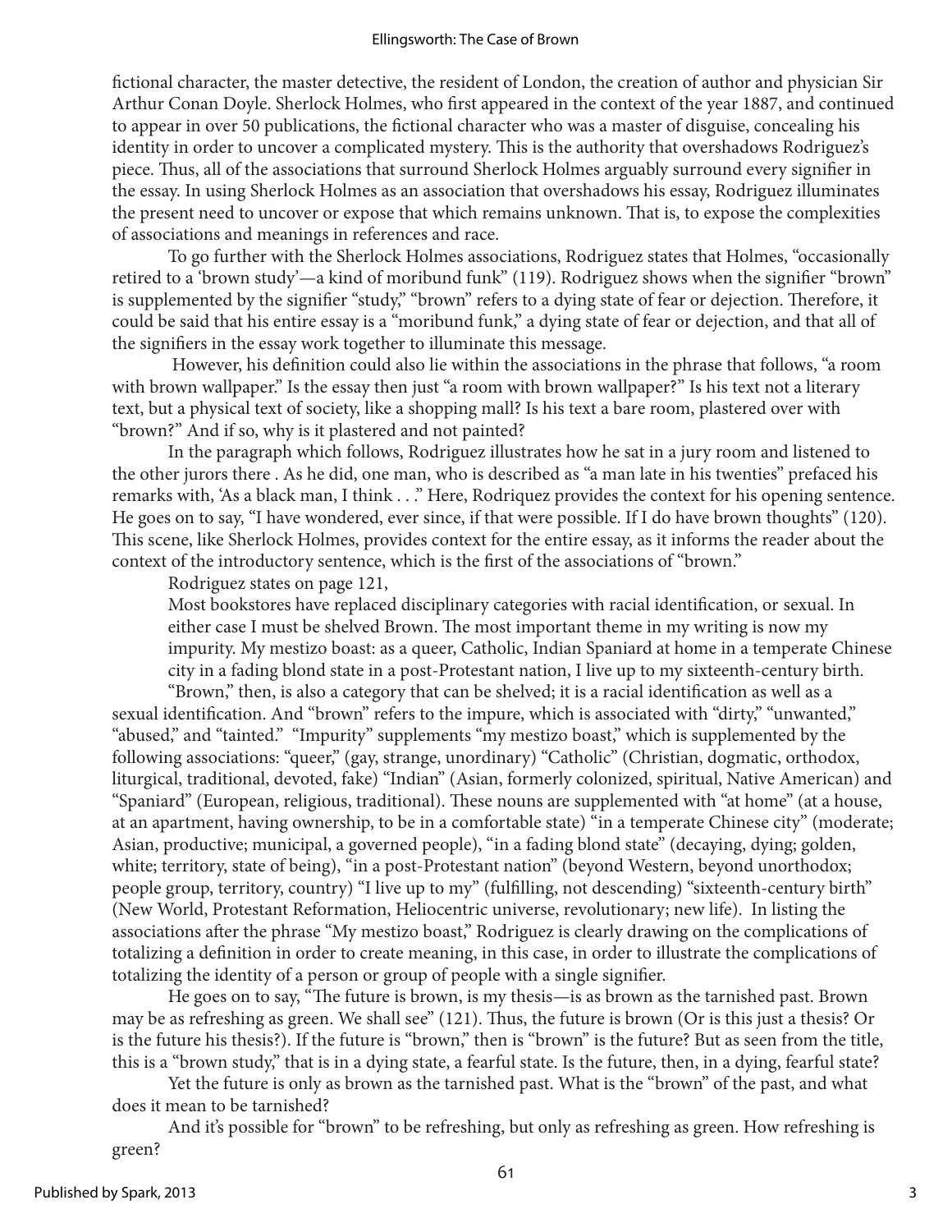fictional character, the master detective, the resident of London, the creation of author and physician Sir Arthur Conan Doyle. Sherlock Holmes, who first appeared in the context of the year 1887, and continued to appear in over 50 publications, the fictional character who was a master of disguise, concealing his identity in order to uncover a complicated mystery. This is the authority that overshadows Rodriguez's piece. Thus, all of the associations that surround Sherlock Holmes arguably surround every signifier in the essay. In using Sherlock Holmes as an association that overshadows his essay, Rodriguez illuminates the present need to uncover or expose that which remains unknown. That is, to expose the complexities of associations and meanings in references and race.

To go further with the Sherlock Holmes associations, Rodriguez states that Holmes, "occasionally retired to a 'brown study'—a kind of moribund funk" (119). Rodriguez shows when the signifier "brown" is supplemented by the signifier "study," "brown" refers to a dying state of fear or dejection. Therefore, it could be said that his entire essay is a "moribund funk," a dying state of fear or dejection, and that all of the signifiers in the essay work together to illuminate this message.

However, his definition could also lie within the associations in the phrase that follows, "a room with brown wallpaper." Is the essay then just "a room with brown wallpaper?" Is his text not a literary text, but a physical text of society, like a shopping mall? Is his text a bare room, plastered over with "brown?" And if so, why is it plastered and not painted?

In the paragraph which follows, Rodriguez illustrates how he sat in a jury room and listened to the other jurors there . As he did, one man, who is described as "a man late in his twenties" prefaced his remarks with, 'As a black man, I think . . ." Here, Rodriquez provides the context for his opening sentence. He goes on to say, "I have wondered, ever since, if that were possible. If I do have brown thoughts" (120). This scene, like Sherlock Holmes, provides context for the entire essay, as it informs the reader about the context of the introductory sentence, which is the first of the associations of "brown."

Rodriguez states on page 121,

> Most bookstores have replaced disciplinary categories with racial identification, or sexual. In either case I must be shelved Brown. The most important theme in my writing is now my impurity. My mestizo boast: as a queer, Catholic, Indian Spaniard at home in a temperate Chinese city in a fading blond state in a post-Protestant nation, I live up to my sixteenth-century birth.

"Brown," then, is also a category that can be shelved; it is a racial identification as well as a sexual identification. And "brown" refers to the impure, which is associated with "dirty," "unwanted," "abused," and "tainted." "Impurity" supplements "my mestizo boast," which is supplemented by the following associations: "queer," (gay, strange, unordinary) "Catholic" (Christian, dogmatic, orthodox, liturgical, traditional, devoted, fake) "Indian" (Asian, formerly colonized, spiritual, Native American) and "Spaniard" (European, religious, traditional). These nouns are supplemented with "at home" (at a house, at an apartment, having ownership, to be in a comfortable state) "in a temperate Chinese city" (moderate; Asian, productive; municipal, a governed people), "in a fading blond state" (decaying, dying; golden, white; territory, state of being), "in a post-Protestant nation" (beyond Western, beyond unorthodox; people group, territory, country) "I live up to my" (fulfilling, not descending) "sixteenth-century birth" (New World, Protestant Reformation, Heliocentric universe, revolutionary; new life). In listing the associations after the phrase "My mestizo boast," Rodriguez is clearly drawing on the complications of totalizing a definition in order to create meaning, in this case, in order to illustrate the complications of totalizing the identity of a person or group of people with a single signifier.

He goes on to say, "The future is brown, is my thesis—is as brown as the tarnished past. Brown may be as refreshing as green. We shall see" (121). Thus, the future is brown (Or is this just a thesis? Or is the future his thesis?). If the future is "brown," then is "brown" is the future? But as seen from the title, this is a "brown study," that is in a dying state, a fearful state. Is the future, then, in a dying, fearful state?

Yet the future is only as brown as the tarnished past. What is the "brown" of the past, and what does it mean to be tarnished?

And it's possible for "brown" to be refreshing, but only as refreshing as green. How refreshing is green?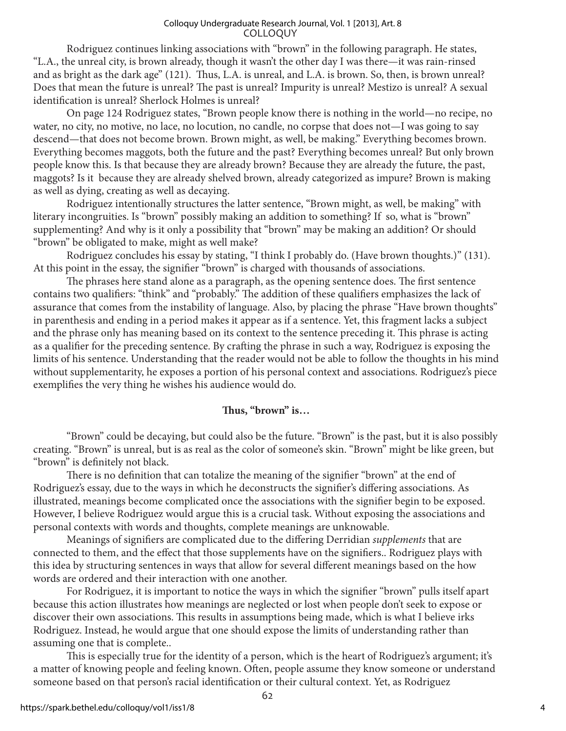Rodriguez continues linking associations with "brown" in the following paragraph. He states, "L.A., the unreal city, is brown already, though it wasn't the other day I was there—it was rain-rinsed and as bright as the dark age" (121). Thus, L.A. is unreal, and L.A. is brown. So, then, is brown unreal? Does that mean the future is unreal? The past is unreal? Impurity is unreal? Mestizo is unreal? A sexual identification is unreal? Sherlock Holmes is unreal?

On page 124 Rodriguez states, "Brown people know there is nothing in the world—no recipe, no water, no city, no motive, no lace, no locution, no candle, no corpse that does not—I was going to say descend—that does not become brown. Brown might, as well, be making." Everything becomes brown. Everything becomes maggots, both the future and the past? Everything becomes unreal? But only brown people know this. Is that because they are already brown? Because they are already the future, the past, maggots? Is it because they are already shelved brown, already categorized as impure? Brown is making as well as dying, creating as well as decaying.

Rodriguez intentionally structures the latter sentence, "Brown might, as well, be making" with literary incongruities. Is "brown" possibly making an addition to something? If so, what is "brown" supplementing? And why is it only a possibility that "brown" may be making an addition? Or should "brown" be obligated to make, might as well make?

Rodriguez concludes his essay by stating, "I think I probably do. (Have brown thoughts.)" (131). At this point in the essay, the signifier "brown" is charged with thousands of associations.

The phrases here stand alone as a paragraph, as the opening sentence does. The first sentence contains two qualifiers: "think" and "probably." The addition of these qualifiers emphasizes the lack of assurance that comes from the instability of language. Also, by placing the phrase "Have brown thoughts" in parenthesis and ending in a period makes it appear as if a sentence. Yet, this fragment lacks a subject and the phrase only has meaning based on its context to the sentence preceding it. This phrase is acting as a qualifier for the preceding sentence. By crafting the phrase in such a way, Rodriguez is exposing the limits of his sentence. Understanding that the reader would not be able to follow the thoughts in his mind without supplementarity, he exposes a portion of his personal context and associations. Rodriguez's piece exemplifies the very thing he wishes his audience would do.

**Thus, "brown" is…**

"Brown" could be decaying, but could also be the future. "Brown" is the past, but it is also possibly creating. "Brown" is unreal, but is as real as the color of someone's skin. "Brown" might be like green, but "brown" is definitely not black.

There is no definition that can totalize the meaning of the signifier "brown" at the end of Rodriguez's essay, due to the ways in which he deconstructs the signifier's differing associations. As illustrated, meanings become complicated once the associations with the signifier begin to be exposed. However, I believe Rodriguez would argue this is a crucial task. Without exposing the associations and personal contexts with words and thoughts, complete meanings are unknowable.

Meanings of signifiers are complicated due to the differing Derridian *supplements* that are connected to them, and the effect that those supplements have on the signifiers.. Rodriguez plays with this idea by structuring sentences in ways that allow for several different meanings based on the how words are ordered and their interaction with one another.

For Rodriguez, it is important to notice the ways in which the signifier "brown" pulls itself apart because this action illustrates how meanings are neglected or lost when people don't seek to expose or discover their own associations. This results in assumptions being made, which is what I believe irks Rodriguez. Instead, he would argue that one should expose the limits of understanding rather than assuming one that is complete..

This is especially true for the identity of a person, which is the heart of Rodriguez's argument; it's a matter of knowing people and feeling known. Often, people assume they know someone or understand someone based on that person's racial identification or their cultural context. Yet, as Rodriguez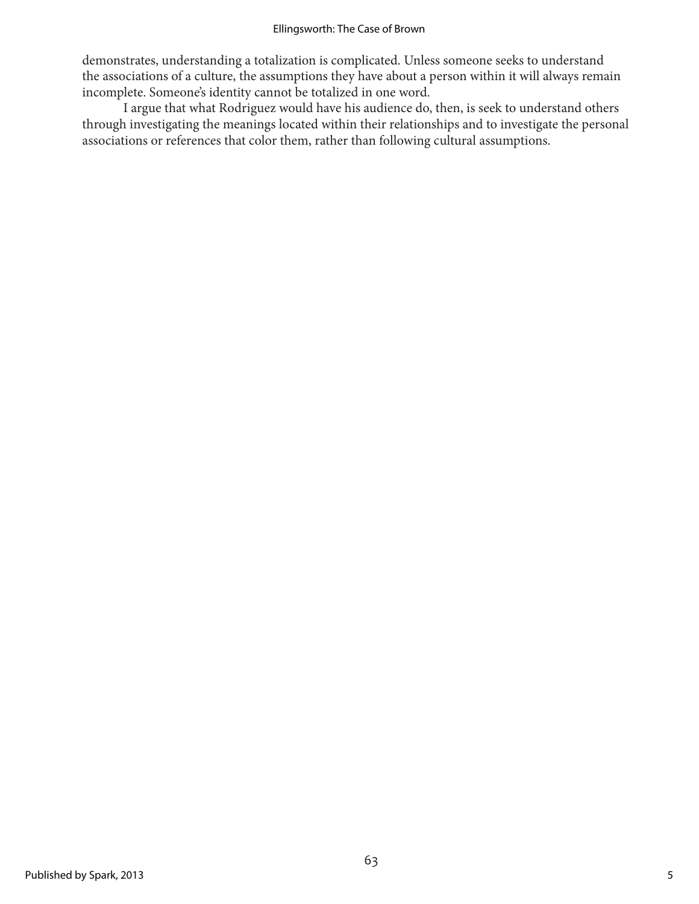demonstrates, understanding a totalization is complicated. Unless someone seeks to understand the associations of a culture, the assumptions they have about a person within it will always remain incomplete. Someone's identity cannot be totalized in one word.

I argue that what Rodriguez would have his audience do, then, is seek to understand others through investigating the meanings located within their relationships and to investigate the personal associations or references that color them, rather than following cultural assumptions.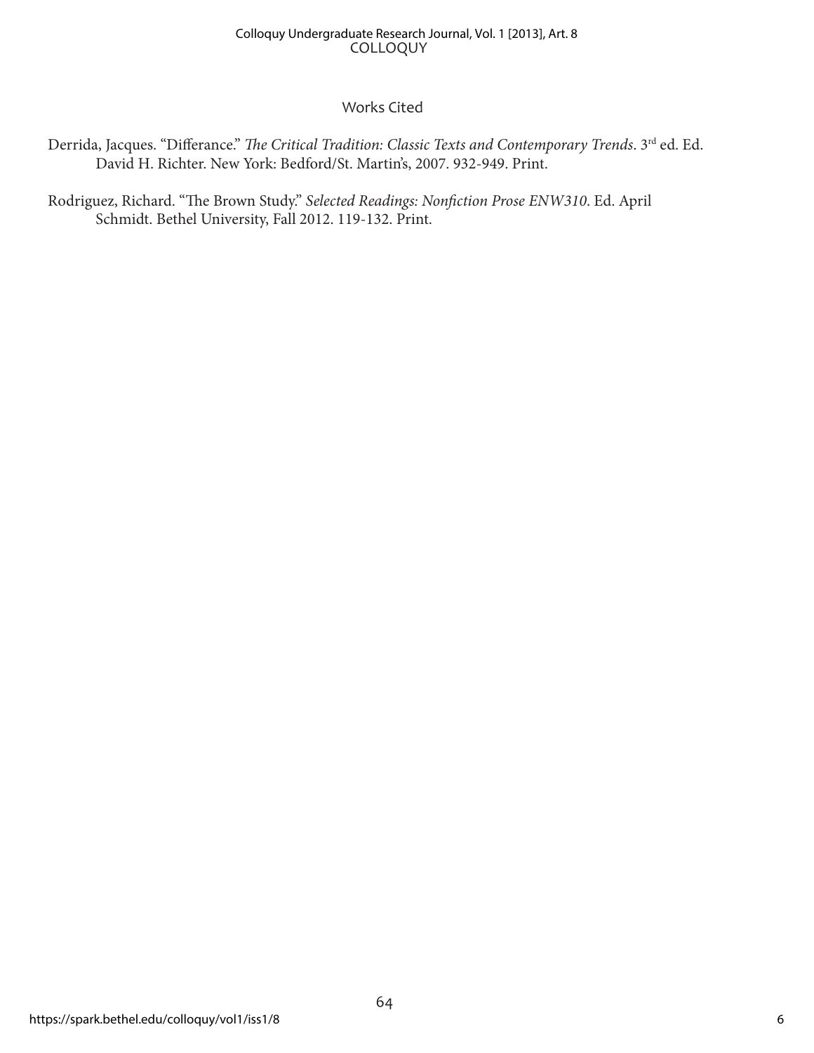## Works Cited

Derrida, Jacques. "Differance." *The Critical Tradition: Classic Texts and Contemporary Trends*. 3rd ed. Ed. David H. Richter. New York: Bedford/St. Martin's, 2007. 932-949. Print.

Rodriguez, Richard. "The Brown Study." *Selected Readings: Nonfiction Prose ENW310*. Ed. April Schmidt. Bethel University, Fall 2012. 119-132. Print.